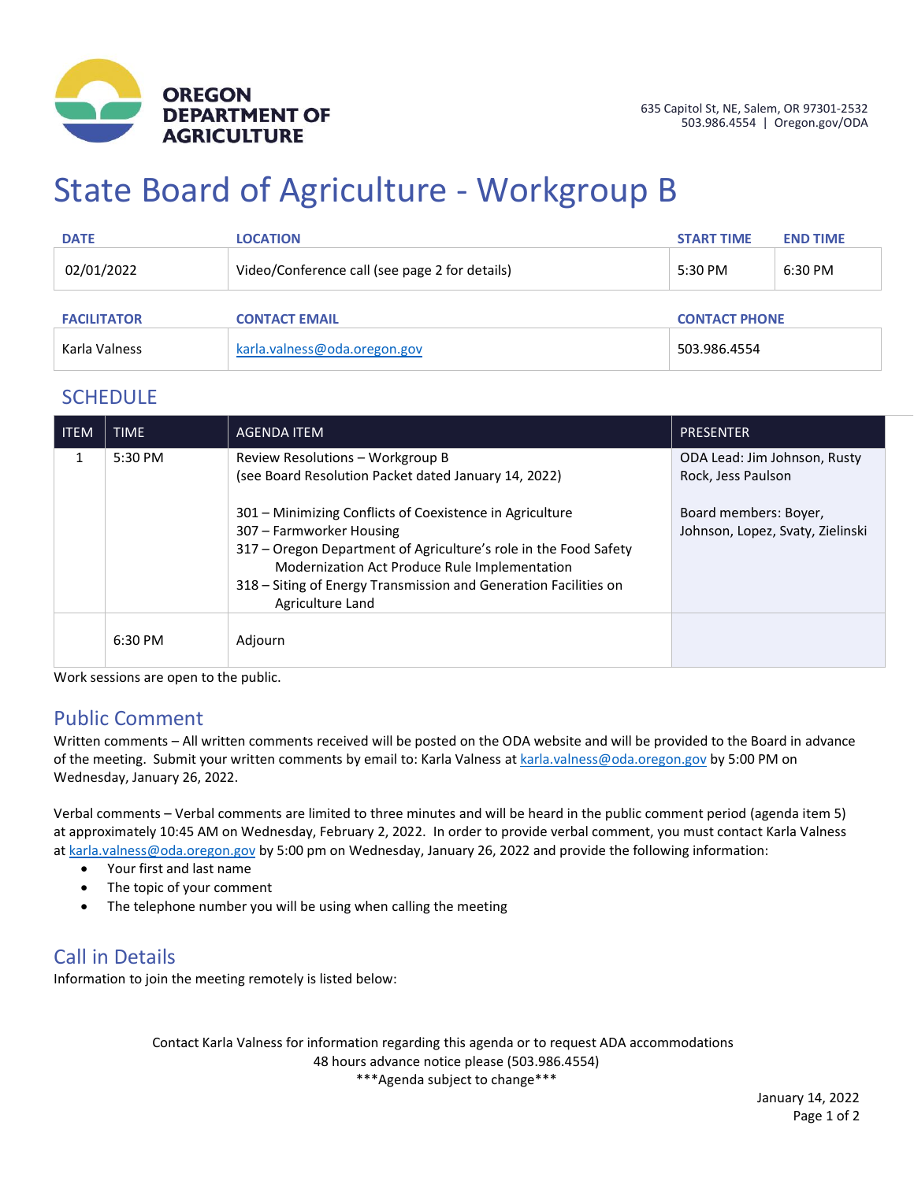OREGON DEPARTMENT OF AGRICULTURE

635 Capitol St, NE, Salem, OR 97301-2532
503.986.4554 | Oregon.gov/ODA

# State Board of Agriculture - Workgroup B

| DATE | LOCATION | START TIME | END TIME |
|---|---|---|---|
| 02/01/2022 | Video/Conference call (see page 2 for details) | 5:30 PM | 6:30 PM |

| FACILITATOR | CONTACT EMAIL | CONTACT PHONE |
|---|---|---|
| Karla Valness | karla.valness@oda.oregon.gov | 503.986.4554 |

## SCHEDULE

| ITEM | TIME | AGENDA ITEM | PRESENTER |
|---|---|---|---|
| 1 | 5:30 PM | Review Resolutions – Workgroup B<br>(see Board Resolution Packet dated January 14, 2022)<br><br>301 – Minimizing Conflicts of Coexistence in Agriculture<br>307 – Farmworker Housing<br>317 – Oregon Department of Agriculture's role in the Food Safety Modernization Act Produce Rule Implementation<br>318 – Siting of Energy Transmission and Generation Facilities on Agriculture Land | ODA Lead: Jim Johnson, Rusty Rock, Jess Paulson<br><br>Board members: Boyer, Johnson, Lopez, Svaty, Zielinski |
| | 6:30 PM | Adjourn | |

Work sessions are open to the public.

## Public Comment

Written comments – All written comments received will be posted on the ODA website and will be provided to the Board in advance of the meeting. Submit your written comments by email to: Karla Valness at karla.valness@oda.oregon.gov by 5:00 PM on Wednesday, January 26, 2022.

Verbal comments – Verbal comments are limited to three minutes and will be heard in the public comment period (agenda item 5) at approximately 10:45 AM on Wednesday, February 2, 2022. In order to provide verbal comment, you must contact Karla Valness at karla.valness@oda.oregon.gov by 5:00 pm on Wednesday, January 26, 2022 and provide the following information:

- Your first and last name
- The topic of your comment
- The telephone number you will be using when calling the meeting

## Call in Details

Information to join the meeting remotely is listed below:

Contact Karla Valness for information regarding this agenda or to request ADA accommodations
48 hours advance notice please (503.986.4554)
***Agenda subject to change***

January 14, 2022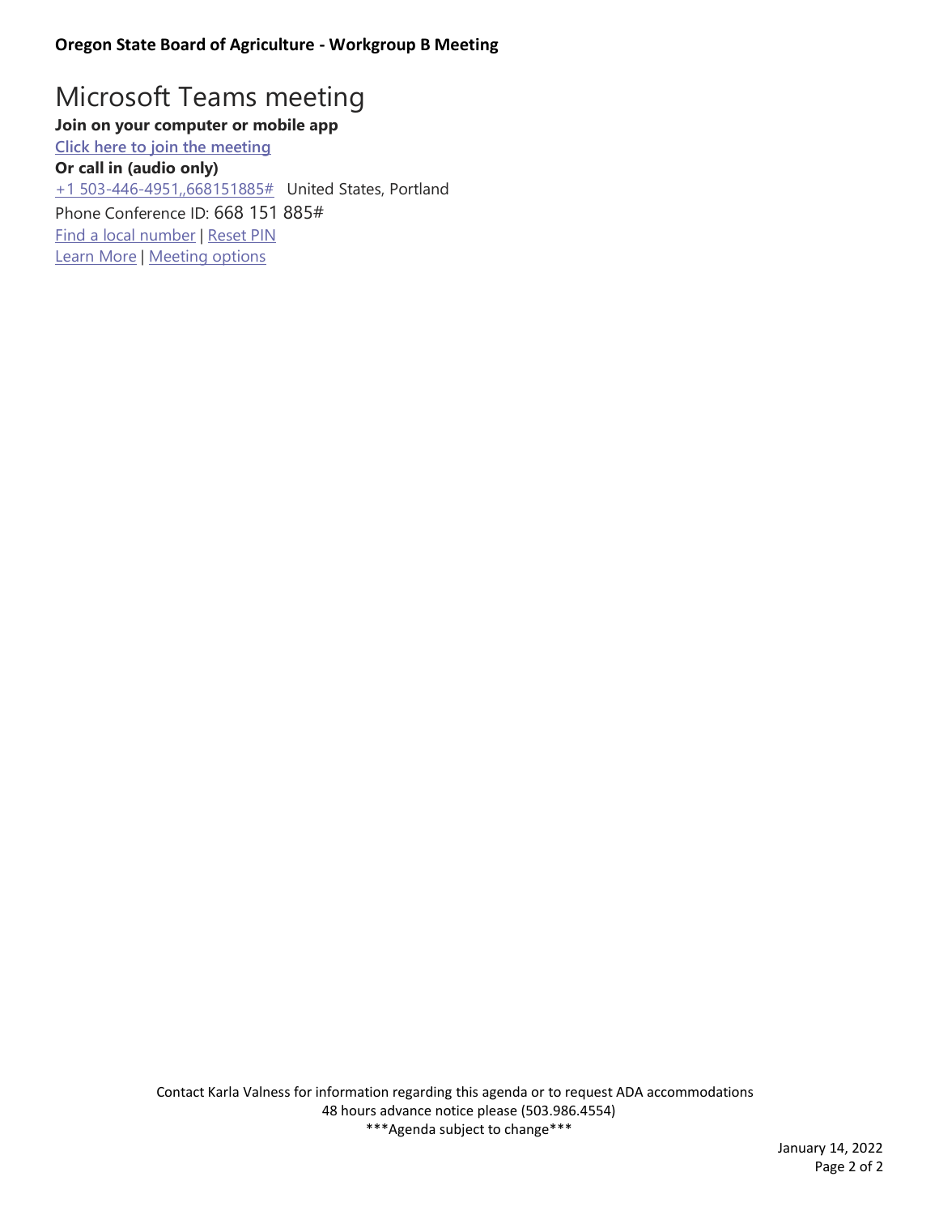# Microsoft Teams meeting

**Join on your computer or mobile app**

**Click here to join the meeting**

**Or call in (audio only)**

+1 503-446-4951,,668151885#   United States, Portland

Phone Conference ID: 668 151 885#

Find a local number | Reset PIN

Learn More | Meeting options

Contact Karla Valness for information regarding this agenda or to request ADA accommodations
48 hours advance notice please (503.986.4554)
\*\*\*Agenda subject to change\*\*\*

January 14, 2022